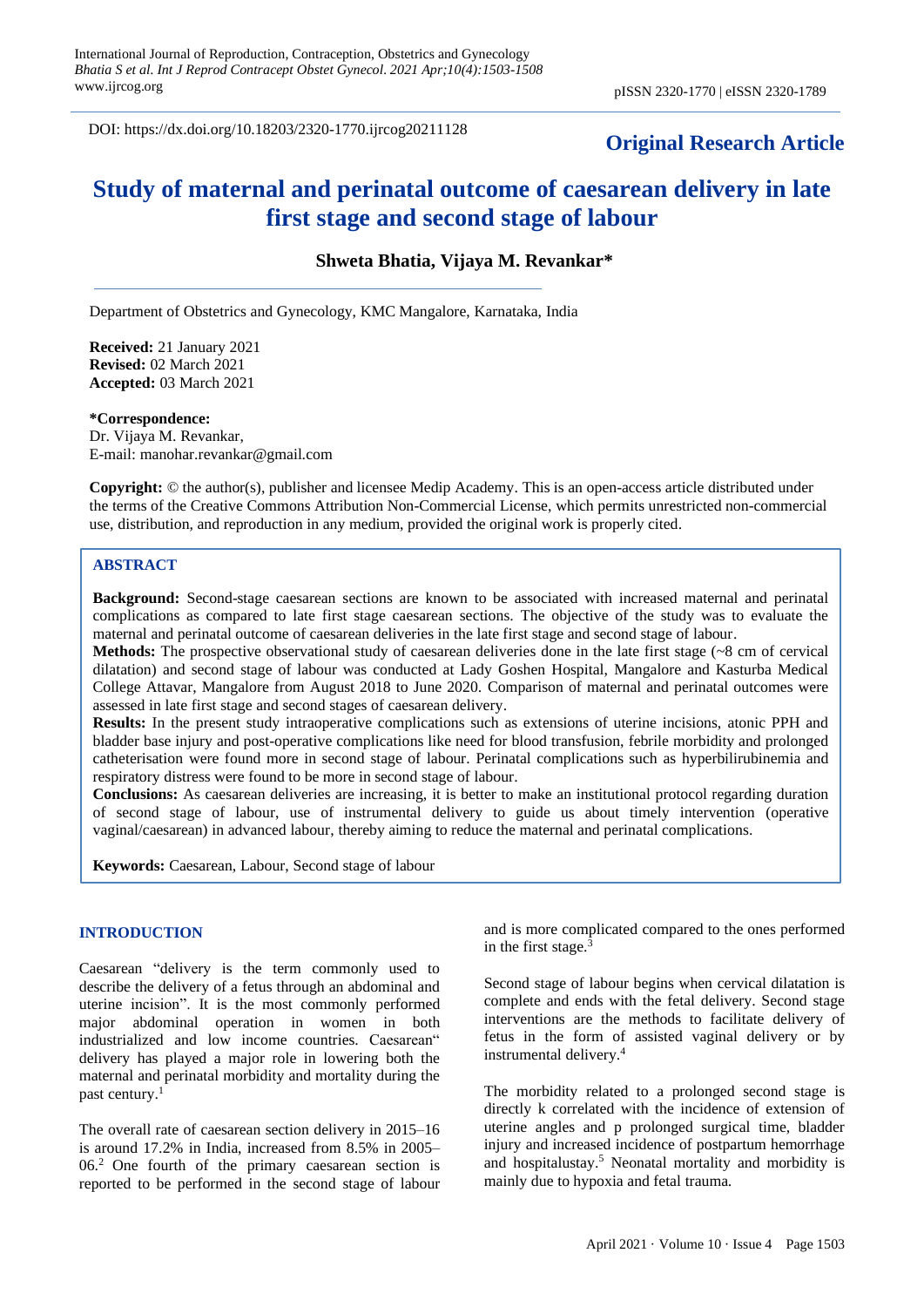DOI: https://dx.doi.org/10.18203/2320-1770.ijrcog20211128

**Original Research Article**

# Study of maternal and perinatal outcome of caesarean delivery in late first stage and second stage of labour

**Shweta Bhatia, Vijaya M. Revankar***

Department of Obstetrics and Gynecology, KMC Mangalore, Karnataka, India

**Received:** 21 January 2021
**Revised:** 02 March 2021
**Accepted:** 03 March 2021

***Correspondence:**
Dr. Vijaya M. Revankar,
E-mail: manohar.revankar@gmail.com

**Copyright:** © the author(s), publisher and licensee Medip Academy. This is an open-access article distributed under the terms of the Creative Commons Attribution Non-Commercial License, which permits unrestricted non-commercial use, distribution, and reproduction in any medium, provided the original work is properly cited.

## ABSTRACT

**Background:** Second-stage caesarean sections are known to be associated with increased maternal and perinatal complications as compared to late first stage caesarean sections. The objective of the study was to evaluate the maternal and perinatal outcome of caesarean deliveries in the late first stage and second stage of labour.

**Methods:** The prospective observational study of caesarean deliveries done in the late first stage (~8 cm of cervical dilatation) and second stage of labour was conducted at Lady Goshen Hospital, Mangalore and Kasturba Medical College Attavar, Mangalore from August 2018 to June 2020. Comparison of maternal and perinatal outcomes were assessed in late first stage and second stages of caesarean delivery.

**Results:** In the present study intraoperative complications such as extensions of uterine incisions, atonic PPH and bladder base injury and post-operative complications like need for blood transfusion, febrile morbidity and prolonged catheterisation were found more in second stage of labour. Perinatal complications such as hyperbilirubinemia and respiratory distress were found to be more in second stage of labour.

**Conclusions:** As caesarean deliveries are increasing, it is better to make an institutional protocol regarding duration of second stage of labour, use of instrumental delivery to guide us about timely intervention (operative vaginal/caesarean) in advanced labour, thereby aiming to reduce the maternal and perinatal complications.

**Keywords:** Caesarean, Labour, Second stage of labour

## INTRODUCTION

Caesarean "delivery is the term commonly used to describe the delivery of a fetus through an abdominal and uterine incision". It is the most commonly performed major abdominal operation in women in both industrialized and low income countries. Caesarean" delivery has played a major role in lowering both the maternal and perinatal morbidity and mortality during the past century.[1]

The overall rate of caesarean section delivery in 2015–16 is around 17.2% in India, increased from 8.5% in 2005–06.[2] One fourth of the primary caesarean section is reported to be performed in the second stage of labour and is more complicated compared to the ones performed in the first stage.[3]

Second stage of labour begins when cervical dilatation is complete and ends with the fetal delivery. Second stage interventions are the methods to facilitate delivery of fetus in the form of assisted vaginal delivery or by instrumental delivery.[4]

The morbidity related to a prolonged second stage is directly k correlated with the incidence of extension of uterine angles and p prolonged surgical time, bladder injury and increased incidence of postpartum hemorrhage and hospitalustay.[5] Neonatal mortality and morbidity is mainly due to hypoxia and fetal trauma.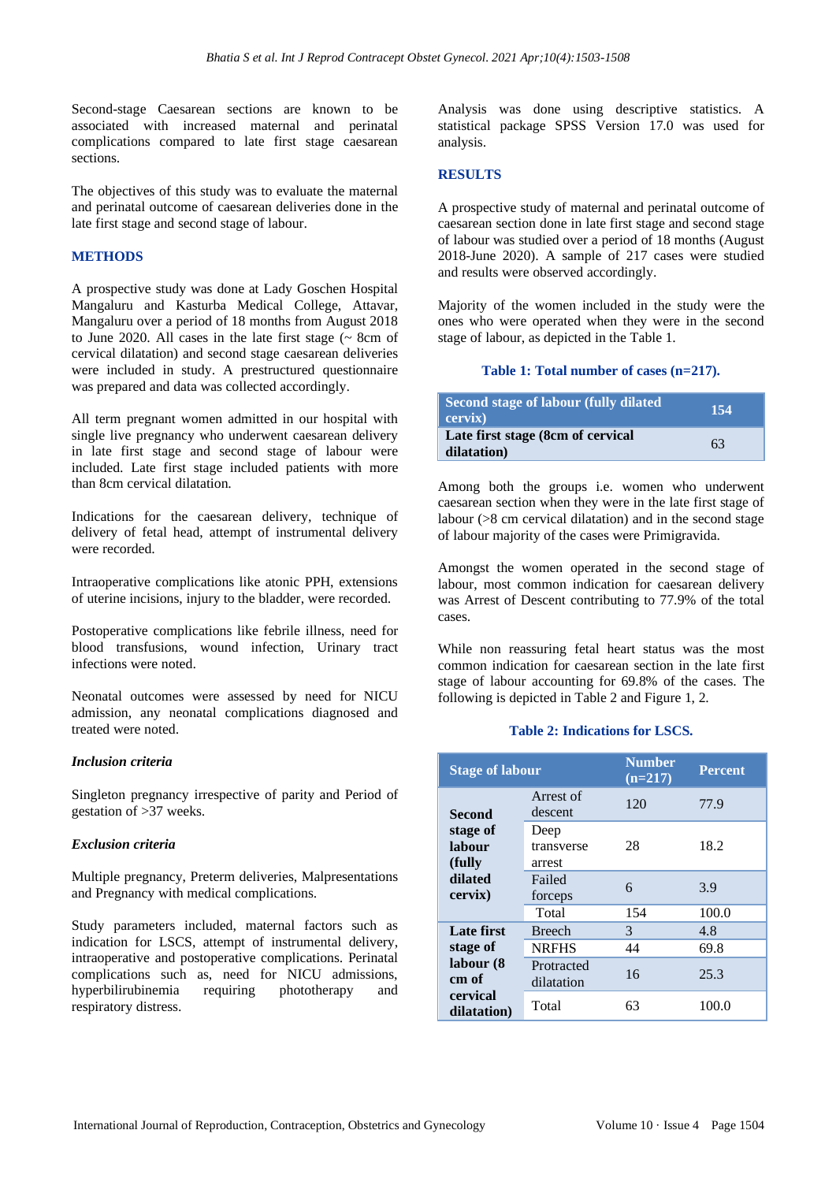Second-stage Caesarean sections are known to be associated with increased maternal and perinatal complications compared to late first stage caesarean sections.

The objectives of this study was to evaluate the maternal and perinatal outcome of caesarean deliveries done in the late first stage and second stage of labour.

## METHODS

A prospective study was done at Lady Goschen Hospital Mangaluru and Kasturba Medical College, Attavar, Mangaluru over a period of 18 months from August 2018 to June 2020. All cases in the late first stage (~ 8cm of cervical dilatation) and second stage caesarean deliveries were included in study. A prestructured questionnaire was prepared and data was collected accordingly.

All term pregnant women admitted in our hospital with single live pregnancy who underwent caesarean delivery in late first stage and second stage of labour were included. Late first stage included patients with more than 8cm cervical dilatation.

Indications for the caesarean delivery, technique of delivery of fetal head, attempt of instrumental delivery were recorded.

Intraoperative complications like atonic PPH, extensions of uterine incisions, injury to the bladder, were recorded.

Postoperative complications like febrile illness, need for blood transfusions, wound infection, Urinary tract infections were noted.

Neonatal outcomes were assessed by need for NICU admission, any neonatal complications diagnosed and treated were noted.

### *Inclusion criteria*

Singleton pregnancy irrespective of parity and Period of gestation of >37 weeks.

### *Exclusion criteria*

Multiple pregnancy, Preterm deliveries, Malpresentations and Pregnancy with medical complications.

Study parameters included, maternal factors such as indication for LSCS, attempt of instrumental delivery, intraoperative and postoperative complications. Perinatal complications such as, need for NICU admissions, hyperbilirubinemia requiring phototherapy and respiratory distress.

Analysis was done using descriptive statistics. A statistical package SPSS Version 17.0 was used for analysis.

## RESULTS

A prospective study of maternal and perinatal outcome of caesarean section done in late first stage and second stage of labour was studied over a period of 18 months (August 2018-June 2020). A sample of 217 cases were studied and results were observed accordingly.

Majority of the women included in the study were the ones who were operated when they were in the second stage of labour, as depicted in the Table 1.

**Table 1: Total number of cases (n=217).**

| Stage | n |
|---|---|
| Second stage of labour (fully dilated cervix) | 154 |
| Late first stage (8cm of cervical dilatation) | 63 |

Among both the groups i.e. women who underwent caesarean section when they were in the late first stage of labour (>8 cm cervical dilatation) and in the second stage of labour majority of the cases were Primigravida.

Amongst the women operated in the second stage of labour, most common indication for caesarean delivery was Arrest of Descent contributing to 77.9% of the total cases.

While non reassuring fetal heart status was the most common indication for caesarean section in the late first stage of labour accounting for 69.8% of the cases. The following is depicted in Table 2 and Figure 1, 2.

**Table 2: Indications for LSCS.**

| Stage of labour | | Number (n=217) | Percent |
|---|---|---|---|
| Second stage of labour (fully dilated cervix) | Arrest of descent | 120 | 77.9 |
| | Deep transverse arrest | 28 | 18.2 |
| | Failed forceps | 6 | 3.9 |
| | Total | 154 | 100.0 |
| Late first stage of labour (8 cm of cervical dilatation) | Breech | 3 | 4.8 |
| | NRFHS | 44 | 69.8 |
| | Protracted dilatation | 16 | 25.3 |
| | Total | 63 | 100.0 |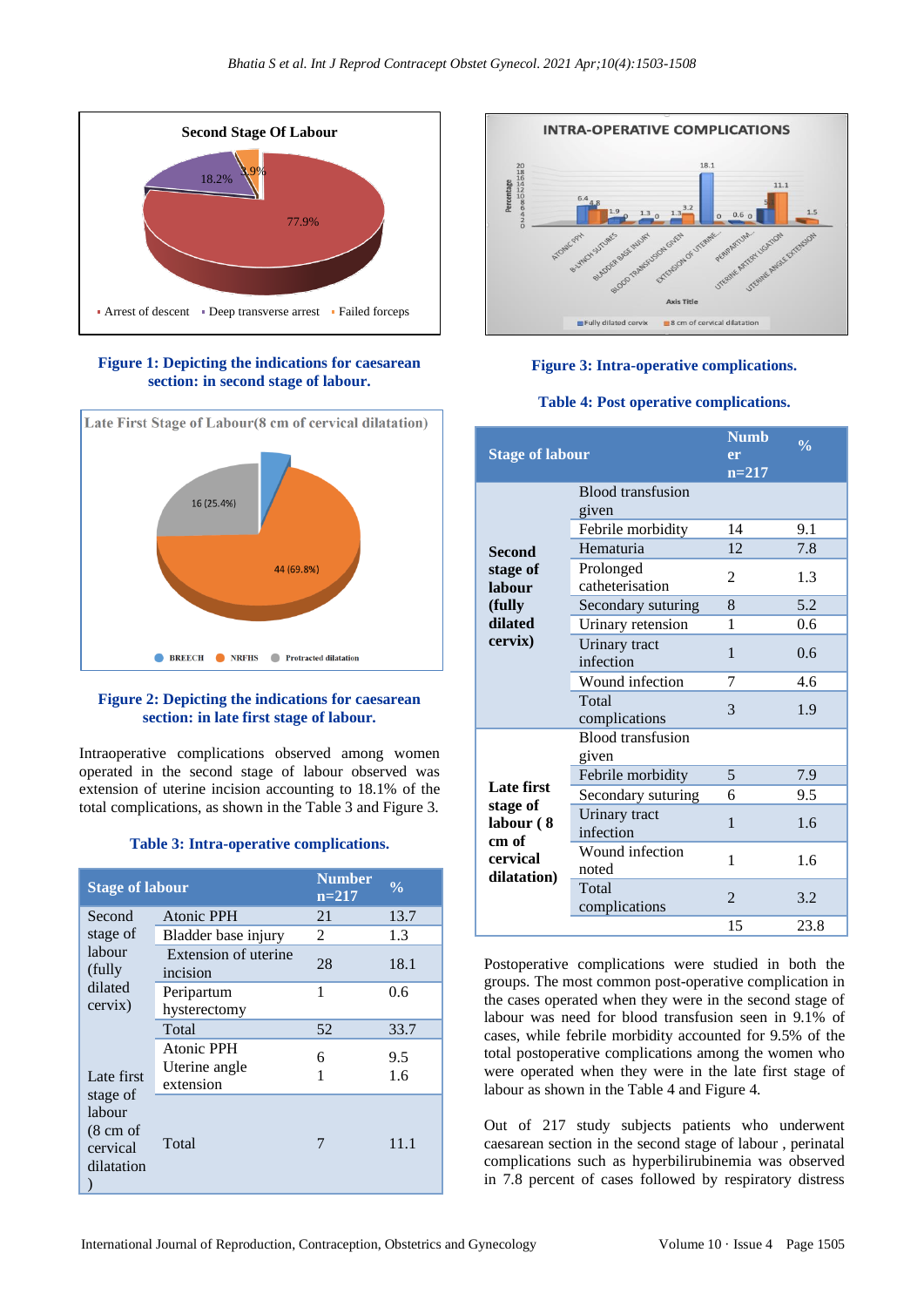**Figure 1: Depicting the indications for caesarean section: in second stage of labour.**

**Figure 2: Depicting the indications for caesarean section: in late first stage of labour.**

Intraoperative complications observed among women operated in the second stage of labour observed was extension of uterine incision accounting to 18.1% of the total complications, as shown in the Table 3 and Figure 3.

**Table 3: Intra-operative complications.**

| Stage of labour | | Number n=217 | % |
|---|---|---|---|
| Second stage of labour (fully dilated cervix) | Atonic PPH | 21 | 13.7 |
| | Bladder base injury | 2 | 1.3 |
| | Extension of uterine incision | 28 | 18.1 |
| | Peripartum hysterectomy | 1 | 0.6 |
| | Total | 52 | 33.7 |
| Late first stage of labour (8 cm of cervical dilatation) | Atonic PPH | 6 | 9.5 |
| | Uterine angle extension | 1 | 1.6 |
| | Total | 7 | 11.1 |

**Figure 3: Intra-operative complications.**

**Table 4: Post operative complications.**

| Stage of labour | | Number n=217 | % |
|---|---|---|---|
| Second stage of labour (fully dilated cervix) | Blood transfusion given | | |
| | Febrile morbidity | 14 | 9.1 |
| | Hematuria | 12 | 7.8 |
| | Prolonged catheterisation | 2 | 1.3 |
| | Secondary suturing | 8 | 5.2 |
| | Urinary retension | 1 | 0.6 |
| | Urinary tract infection | 1 | 0.6 |
| | Wound infection | 7 | 4.6 |
| | Total complications | 3 | 1.9 |
| Late first stage of labour ( 8 cm of cervical dilatation) | Blood transfusion given | | |
| | Febrile morbidity | 5 | 7.9 |
| | Secondary suturing | 6 | 9.5 |
| | Urinary tract infection | 1 | 1.6 |
| | Wound infection noted | 1 | 1.6 |
| | Total complications | 2 | 3.2 |
| | | 15 | 23.8 |

Postoperative complications were studied in both the groups. The most common post-operative complication in the cases operated when they were in the second stage of labour was need for blood transfusion seen in 9.1% of cases, while febrile morbidity accounted for 9.5% of the total postoperative complications among the women who were operated when they were in the late first stage of labour as shown in the Table 4 and Figure 4.

Out of 217 study subjects patients who underwent caesarean section in the second stage of labour , perinatal complications such as hyperbilirubinemia was observed in 7.8 percent of cases followed by respiratory distress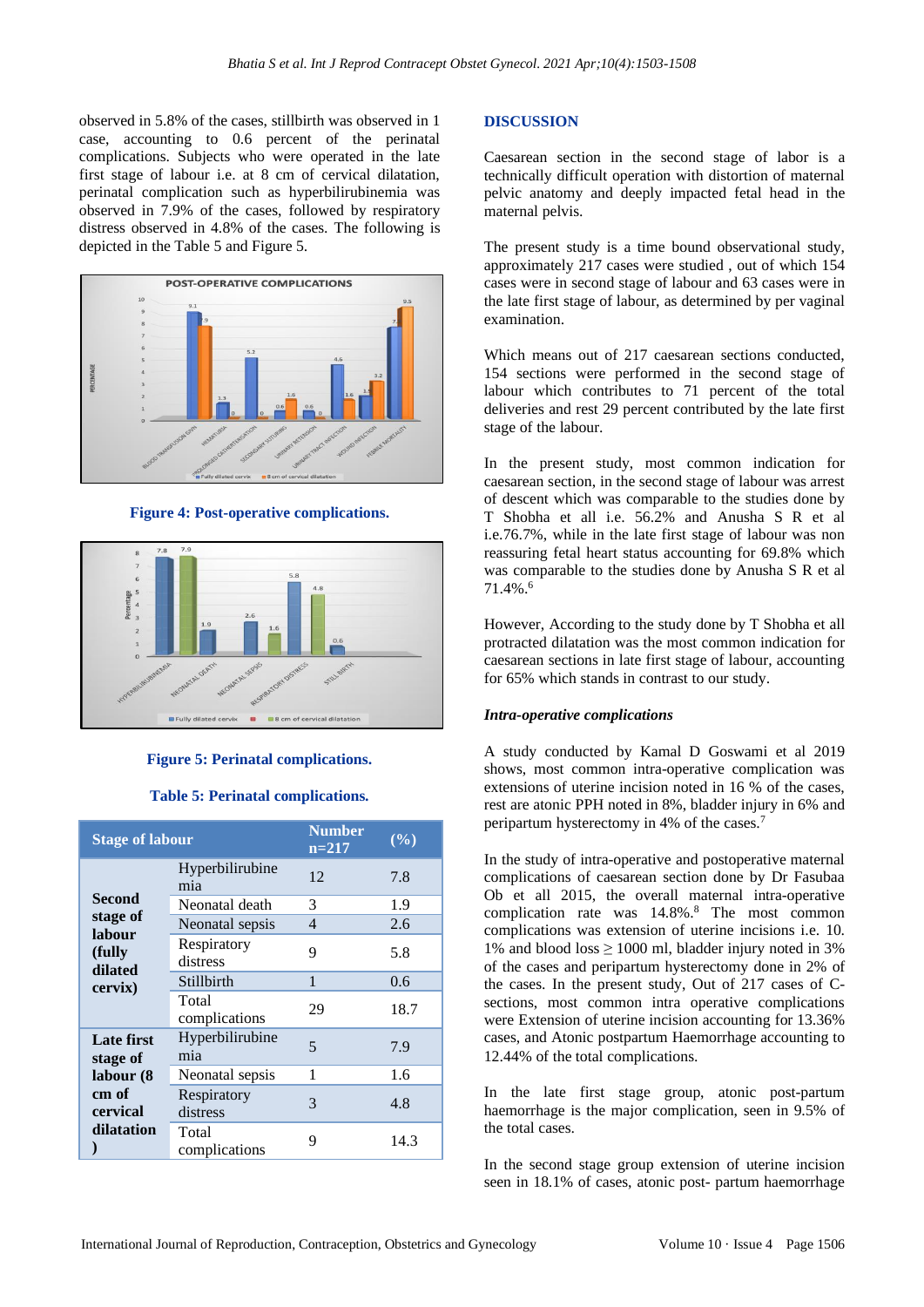observed in 5.8% of the cases, stillbirth was observed in 1 case, accounting to 0.6 percent of the perinatal complications. Subjects who were operated in the late first stage of labour i.e. at 8 cm of cervical dilatation, perinatal complication such as hyperbilirubinemia was observed in 7.9% of the cases, followed by respiratory distress observed in 4.8% of the cases. The following is depicted in the Table 5 and Figure 5.

**Figure 4: Post-operative complications.**

**Figure 5: Perinatal complications.**

**Table 5: Perinatal complications.**

| Stage of labour | | Number n=217 | (%) |
|---|---|---|---|
| Second stage of labour (fully dilated cervix) | Hyperbilirubinemia | 12 | 7.8 |
| | Neonatal death | 3 | 1.9 |
| | Neonatal sepsis | 4 | 2.6 |
| | Respiratory distress | 9 | 5.8 |
| | Stillbirth | 1 | 0.6 |
| | Total complications | 29 | 18.7 |
| Late first stage of labour (8 cm of cervical dilatation) | Hyperbilirubinemia | 5 | 7.9 |
| | Neonatal sepsis | 1 | 1.6 |
| | Respiratory distress | 3 | 4.8 |
| | Total complications | 9 | 14.3 |

## DISCUSSION

Caesarean section in the second stage of labor is a technically difficult operation with distortion of maternal pelvic anatomy and deeply impacted fetal head in the maternal pelvis.

The present study is a time bound observational study, approximately 217 cases were studied , out of which 154 cases were in second stage of labour and 63 cases were in the late first stage of labour, as determined by per vaginal examination.

Which means out of 217 caesarean sections conducted, 154 sections were performed in the second stage of labour which contributes to 71 percent of the total deliveries and rest 29 percent contributed by the late first stage of the labour.

In the present study, most common indication for caesarean section, in the second stage of labour was arrest of descent which was comparable to the studies done by T Shobha et all i.e. 56.2% and Anusha S R et al i.e.76.7%, while in the late first stage of labour was non reassuring fetal heart status accounting for 69.8% which was comparable to the studies done by Anusha S R et al 71.4%.[6]

However, According to the study done by T Shobha et all protracted dilatation was the most common indication for caesarean sections in late first stage of labour, accounting for 65% which stands in contrast to our study.

### *Intra-operative complications*

A study conducted by Kamal D Goswami et al 2019 shows, most common intra-operative complication was extensions of uterine incision noted in 16 % of the cases, rest are atonic PPH noted in 8%, bladder injury in 6% and peripartum hysterectomy in 4% of the cases.[7]

In the study of intra-operative and postoperative maternal complications of caesarean section done by Dr Fasubaa Ob et all 2015, the overall maternal intra-operative complication rate was 14.8%.[8] The most common complications was extension of uterine incisions i.e. 10. 1% and blood loss ≥ 1000 ml, bladder injury noted in 3% of the cases and peripartum hysterectomy done in 2% of the cases. In the present study, Out of 217 cases of C-sections, most common intra operative complications were Extension of uterine incision accounting for 13.36% cases, and Atonic postpartum Haemorrhage accounting to 12.44% of the total complications.

In the late first stage group, atonic post-partum haemorrhage is the major complication, seen in 9.5% of the total cases.

In the second stage group extension of uterine incision seen in 18.1% of cases, atonic post- partum haemorrhage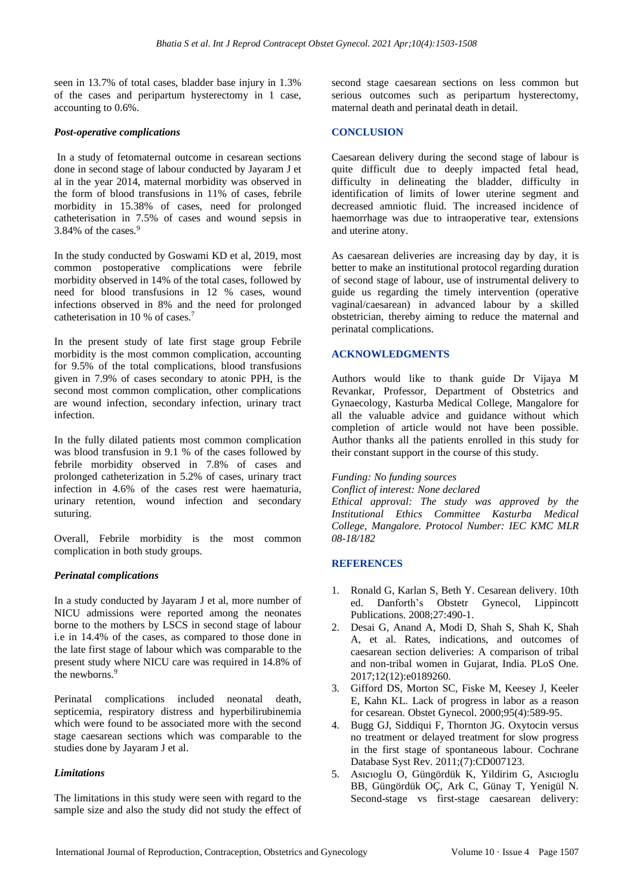seen in 13.7% of total cases, bladder base injury in 1.3% of the cases and peripartum hysterectomy in 1 case, accounting to 0.6%.

### *Post-operative complications*

In a study of fetomaternal outcome in cesarean sections done in second stage of labour conducted by Jayaram J et al in the year 2014, maternal morbidity was observed in the form of blood transfusions in 11% of cases, febrile morbidity in 15.38% of cases, need for prolonged catheterisation in 7.5% of cases and wound sepsis in 3.84% of the cases.[9]

In the study conducted by Goswami KD et al, 2019, most common postoperative complications were febrile morbidity observed in 14% of the total cases, followed by need for blood transfusions in 12 % cases, wound infections observed in 8% and the need for prolonged catheterisation in 10 % of cases.[7]

In the present study of late first stage group Febrile morbidity is the most common complication, accounting for 9.5% of the total complications, blood transfusions given in 7.9% of cases secondary to atonic PPH, is the second most common complication, other complications are wound infection, secondary infection, urinary tract infection.

In the fully dilated patients most common complication was blood transfusion in 9.1 % of the cases followed by febrile morbidity observed in 7.8% of cases and prolonged catheterization in 5.2% of cases, urinary tract infection in 4.6% of the cases rest were haematuria, urinary retention, wound infection and secondary suturing.

Overall, Febrile morbidity is the most common complication in both study groups.

### *Perinatal complications*

In a study conducted by Jayaram J et al, more number of NICU admissions were reported among the neonates borne to the mothers by LSCS in second stage of labour i.e in 14.4% of the cases, as compared to those done in the late first stage of labour which was comparable to the present study where NICU care was required in 14.8% of the newborns.[9]

Perinatal complications included neonatal death, septicemia, respiratory distress and hyperbilirubinemia which were found to be associated more with the second stage caesarean sections which was comparable to the studies done by Jayaram J et al.

### *Limitations*

The limitations in this study were seen with regard to the sample size and also the study did not study the effect of second stage caesarean sections on less common but serious outcomes such as peripartum hysterectomy, maternal death and perinatal death in detail.

## CONCLUSION

Caesarean delivery during the second stage of labour is quite difficult due to deeply impacted fetal head, difficulty in delineating the bladder, difficulty in identification of limits of lower uterine segment and decreased amniotic fluid. The increased incidence of haemorrhage was due to intraoperative tear, extensions and uterine atony.

As caesarean deliveries are increasing day by day, it is better to make an institutional protocol regarding duration of second stage of labour, use of instrumental delivery to guide us regarding the timely intervention (operative vaginal/caesarean) in advanced labour by a skilled obstetrician, thereby aiming to reduce the maternal and perinatal complications.

## ACKNOWLEDGMENTS

Authors would like to thank guide Dr Vijaya M Revankar, Professor, Department of Obstetrics and Gynaecology, Kasturba Medical College, Mangalore for all the valuable advice and guidance without which completion of article would not have been possible. Author thanks all the patients enrolled in this study for their constant support in the course of this study.

*Funding: No funding sources*
*Conflict of interest: None declared*
*Ethical approval: The study was approved by the Institutional Ethics Committee Kasturba Medical College, Mangalore. Protocol Number: IEC KMC MLR 08-18/182*

## REFERENCES

1. Ronald G, Karlan S, Beth Y. Cesarean delivery. 10th ed. Danforth's Obstetr Gynecol, Lippincott Publications. 2008;27:490-1.
2. Desai G, Anand A, Modi D, Shah S, Shah K, Shah A, et al. Rates, indications, and outcomes of caesarean section deliveries: A comparison of tribal and non-tribal women in Gujarat, India. PLoS One. 2017;12(12):e0189260.
3. Gifford DS, Morton SC, Fiske M, Keesey J, Keeler E, Kahn KL. Lack of progress in labor as a reason for cesarean. Obstet Gynecol. 2000;95(4):589-95.
4. Bugg GJ, Siddiqui F, Thornton JG. Oxytocin versus no treatment or delayed treatment for slow progress in the first stage of spontaneous labour. Cochrane Database Syst Rev. 2011;(7):CD007123.
5. Asıcıoglu O, Güngördük K, Yildirim G, Asıcıoglu BB, Güngördük OÇ, Ark C, Günay T, Yenigül N. Second-stage vs first-stage caesarean delivery: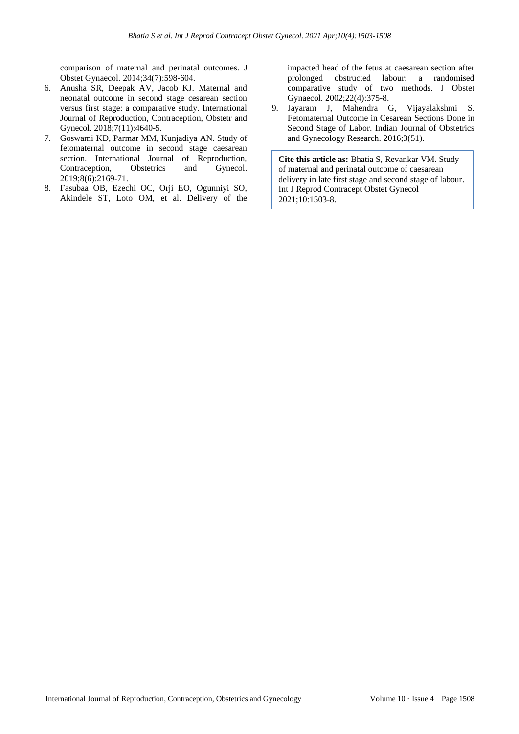comparison of maternal and perinatal outcomes. J Obstet Gynaecol. 2014;34(7):598-604.

6. Anusha SR, Deepak AV, Jacob KJ. Maternal and neonatal outcome in second stage cesarean section versus first stage: a comparative study. International Journal of Reproduction, Contraception, Obstetr and Gynecol. 2018;7(11):4640-5.
7. Goswami KD, Parmar MM, Kunjadiya AN. Study of fetomaternal outcome in second stage caesarean section. International Journal of Reproduction, Contraception, Obstetrics and Gynecol. 2019;8(6):2169-71.
8. Fasubaa OB, Ezechi OC, Orji EO, Ogunniyi SO, Akindele ST, Loto OM, et al. Delivery of the impacted head of the fetus at caesarean section after prolonged obstructed labour: a randomised comparative study of two methods. J Obstet Gynaecol. 2002;22(4):375-8.
9. Jayaram J, Mahendra G, Vijayalakshmi S. Fetomaternal Outcome in Cesarean Sections Done in Second Stage of Labor. Indian Journal of Obstetrics and Gynecology Research. 2016;3(51).

**Cite this article as:** Bhatia S, Revankar VM. Study of maternal and perinatal outcome of caesarean delivery in late first stage and second stage of labour. Int J Reprod Contracept Obstet Gynecol 2021;10:1503-8.